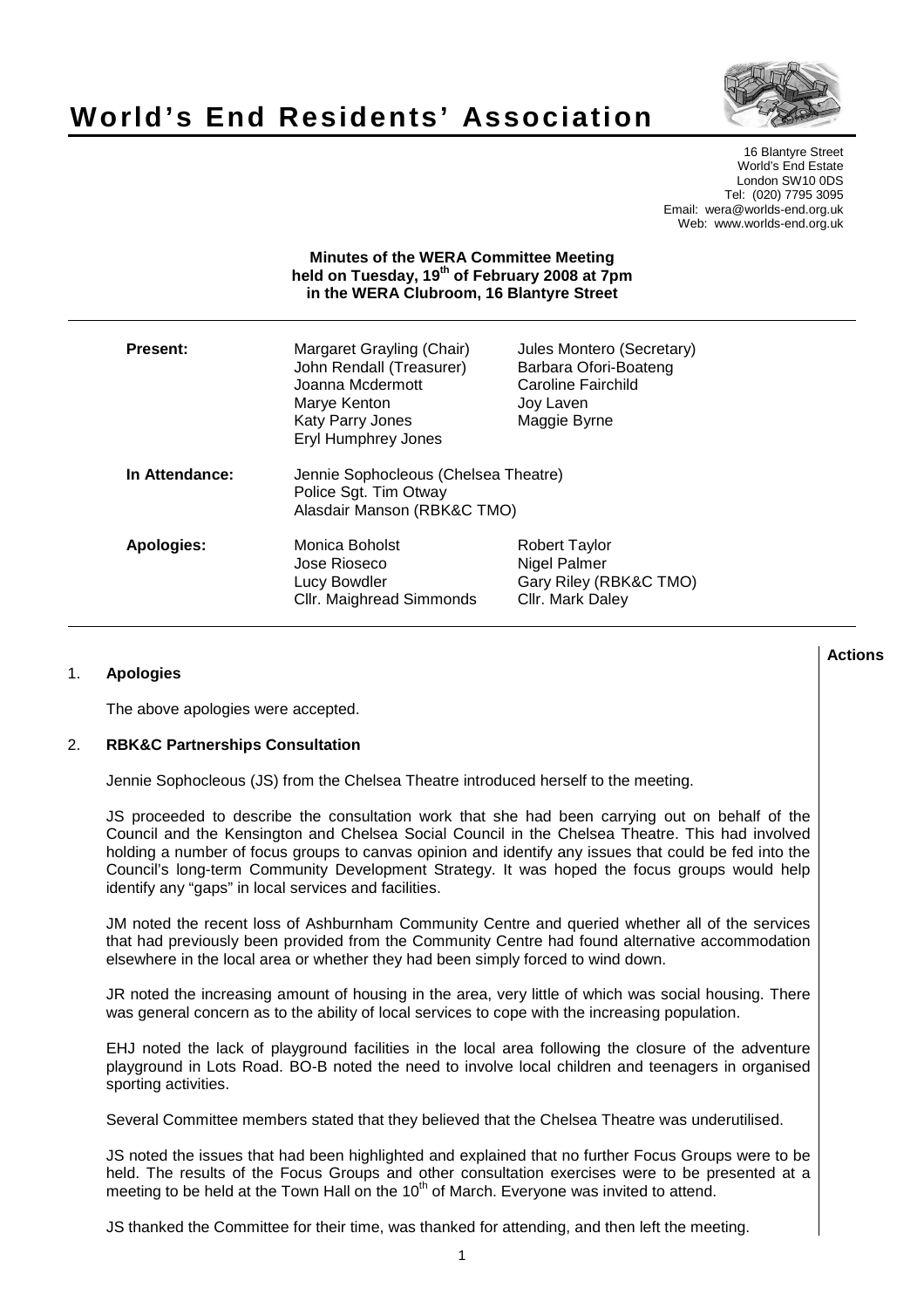# World's End Residents' Association

16 Blantyre Street
World's End Estate
London SW10 0DS
Tel: (020) 7795 3095
Email: wera@worlds-end.org.uk
Web: www.worlds-end.org.uk

**Minutes of the WERA Committee Meeting held on Tuesday, 19th of February 2008 at 7pm in the WERA Clubroom, 16 Blantyre Street**

| | | |
|---|---|---|
| **Present:** | Margaret Grayling (Chair) | Jules Montero (Secretary) |
| | John Rendall (Treasurer) | Barbara Ofori-Boateng |
| | Joanna Mcdermott | Caroline Fairchild |
| | Marye Kenton | Joy Laven |
| | Katy Parry Jones | Maggie Byrne |
| | Eryl Humphrey Jones | |
| **In Attendance:** | Jennie Sophocleous (Chelsea Theatre) | |
| | Police Sgt. Tim Otway | |
| | Alasdair Manson (RBK&C TMO) | |
| **Apologies:** | Monica Boholst | Robert Taylor |
| | Jose Rioseco | Nigel Palmer |
| | Lucy Bowdler | Gary Riley (RBK&C TMO) |
| | Cllr. Maighread Simmonds | Cllr. Mark Daley |

**Actions**

1. **Apologies**

   The above apologies were accepted.

2. **RBK&C Partnerships Consultation**

   Jennie Sophocleous (JS) from the Chelsea Theatre introduced herself to the meeting.

   JS proceeded to describe the consultation work that she had been carrying out on behalf of the Council and the Kensington and Chelsea Social Council in the Chelsea Theatre. This had involved holding a number of focus groups to canvas opinion and identify any issues that could be fed into the Council's long-term Community Development Strategy. It was hoped the focus groups would help identify any "gaps" in local services and facilities.

   JM noted the recent loss of Ashburnham Community Centre and queried whether all of the services that had previously been provided from the Community Centre had found alternative accommodation elsewhere in the local area or whether they had been simply forced to wind down.

   JR noted the increasing amount of housing in the area, very little of which was social housing. There was general concern as to the ability of local services to cope with the increasing population.

   EHJ noted the lack of playground facilities in the local area following the closure of the adventure playground in Lots Road. BO-B noted the need to involve local children and teenagers in organised sporting activities.

   Several Committee members stated that they believed that the Chelsea Theatre was underutilised.

   JS noted the issues that had been highlighted and explained that no further Focus Groups were to be held. The results of the Focus Groups and other consultation exercises were to be presented at a meeting to be held at the Town Hall on the 10th of March. Everyone was invited to attend.

   JS thanked the Committee for their time, was thanked for attending, and then left the meeting.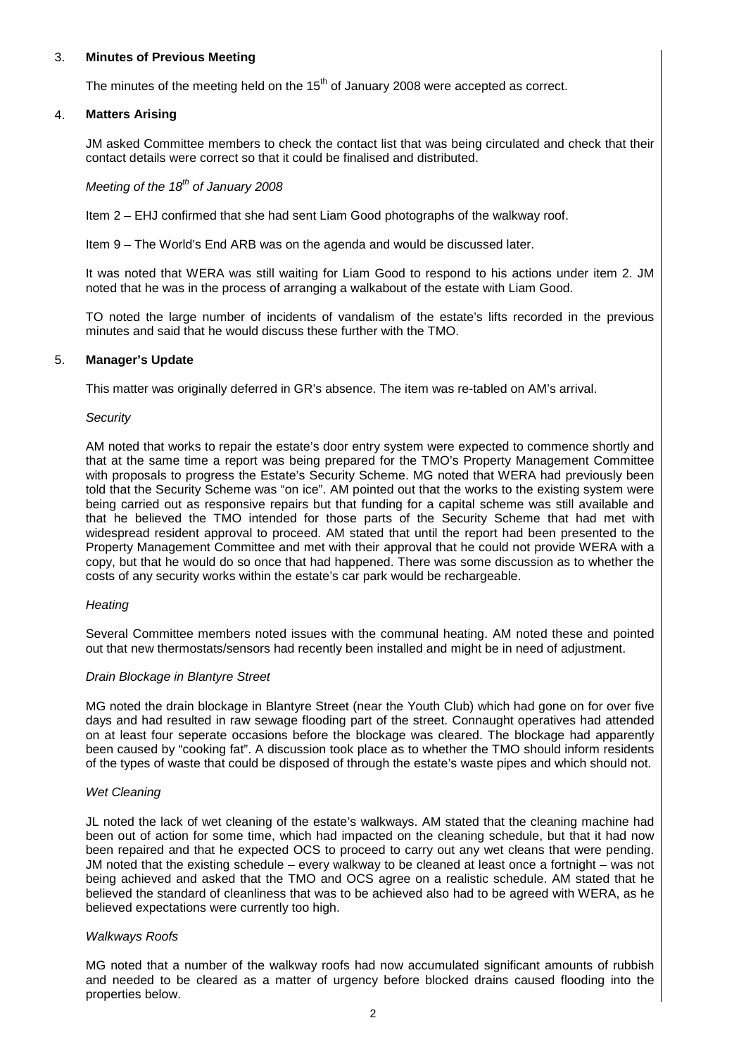## 3. Minutes of Previous Meeting

The minutes of the meeting held on the 15th of January 2008 were accepted as correct.

## 4. Matters Arising

JM asked Committee members to check the contact list that was being circulated and check that their contact details were correct so that it could be finalised and distributed.

*Meeting of the 18th of January 2008*

Item 2 – EHJ confirmed that she had sent Liam Good photographs of the walkway roof.

Item 9 – The World's End ARB was on the agenda and would be discussed later.

It was noted that WERA was still waiting for Liam Good to respond to his actions under item 2. JM noted that he was in the process of arranging a walkabout of the estate with Liam Good.

TO noted the large number of incidents of vandalism of the estate's lifts recorded in the previous minutes and said that he would discuss these further with the TMO.

## 5. Manager's Update

This matter was originally deferred in GR's absence. The item was re-tabled on AM's arrival.

*Security*

AM noted that works to repair the estate's door entry system were expected to commence shortly and that at the same time a report was being prepared for the TMO's Property Management Committee with proposals to progress the Estate's Security Scheme. MG noted that WERA had previously been told that the Security Scheme was "on ice". AM pointed out that the works to the existing system were being carried out as responsive repairs but that funding for a capital scheme was still available and that he believed the TMO intended for those parts of the Security Scheme that had met with widespread resident approval to proceed. AM stated that until the report had been presented to the Property Management Committee and met with their approval that he could not provide WERA with a copy, but that he would do so once that had happened. There was some discussion as to whether the costs of any security works within the estate's car park would be rechargeable.

*Heating*

Several Committee members noted issues with the communal heating. AM noted these and pointed out that new thermostats/sensors had recently been installed and might be in need of adjustment.

*Drain Blockage in Blantyre Street*

MG noted the drain blockage in Blantyre Street (near the Youth Club) which had gone on for over five days and had resulted in raw sewage flooding part of the street. Connaught operatives had attended on at least four seperate occasions before the blockage was cleared. The blockage had apparently been caused by "cooking fat". A discussion took place as to whether the TMO should inform residents of the types of waste that could be disposed of through the estate's waste pipes and which should not.

*Wet Cleaning*

JL noted the lack of wet cleaning of the estate's walkways. AM stated that the cleaning machine had been out of action for some time, which had impacted on the cleaning schedule, but that it had now been repaired and that he expected OCS to proceed to carry out any wet cleans that were pending. JM noted that the existing schedule – every walkway to be cleaned at least once a fortnight – was not being achieved and asked that the TMO and OCS agree on a realistic schedule. AM stated that he believed the standard of cleanliness that was to be achieved also had to be agreed with WERA, as he believed expectations were currently too high.

*Walkways Roofs*

MG noted that a number of the walkway roofs had now accumulated significant amounts of rubbish and needed to be cleared as a matter of urgency before blocked drains caused flooding into the properties below.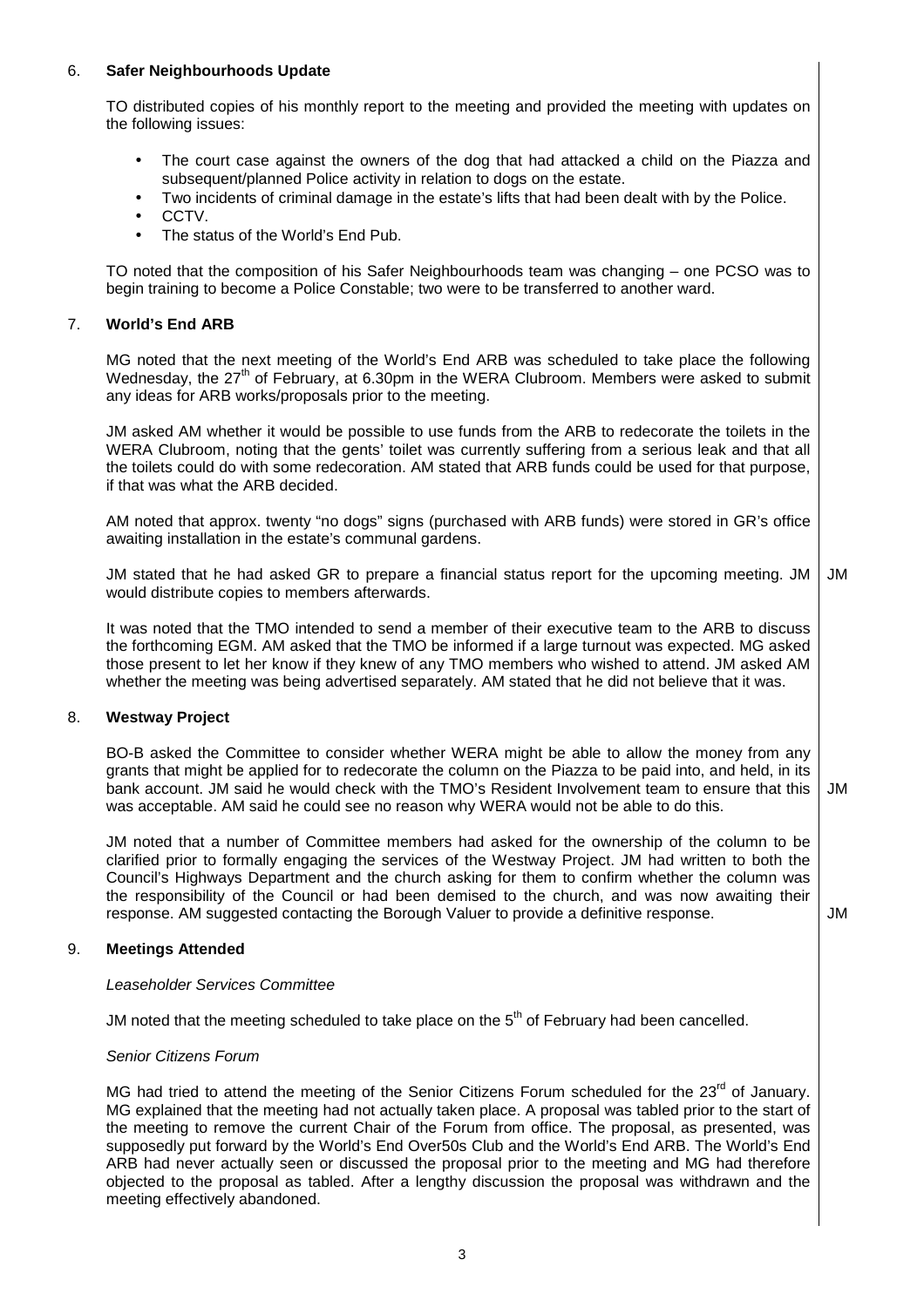## 6. Safer Neighbourhoods Update

TO distributed copies of his monthly report to the meeting and provided the meeting with updates on the following issues:

- The court case against the owners of the dog that had attacked a child on the Piazza and subsequent/planned Police activity in relation to dogs on the estate.
- Two incidents of criminal damage in the estate's lifts that had been dealt with by the Police.
- CCTV.
- The status of the World's End Pub.

TO noted that the composition of his Safer Neighbourhoods team was changing – one PCSO was to begin training to become a Police Constable; two were to be transferred to another ward.

## 7. World's End ARB

MG noted that the next meeting of the World's End ARB was scheduled to take place the following Wednesday, the 27th of February, at 6.30pm in the WERA Clubroom. Members were asked to submit any ideas for ARB works/proposals prior to the meeting.

JM asked AM whether it would be possible to use funds from the ARB to redecorate the toilets in the WERA Clubroom, noting that the gents' toilet was currently suffering from a serious leak and that all the toilets could do with some redecoration. AM stated that ARB funds could be used for that purpose, if that was what the ARB decided.

AM noted that approx. twenty "no dogs" signs (purchased with ARB funds) were stored in GR's office awaiting installation in the estate's communal gardens.

JM stated that he had asked GR to prepare a financial status report for the upcoming meeting. JM would distribute copies to members afterwards. **JM**

It was noted that the TMO intended to send a member of their executive team to the ARB to discuss the forthcoming EGM. AM asked that the TMO be informed if a large turnout was expected. MG asked those present to let her know if they knew of any TMO members who wished to attend. JM asked AM whether the meeting was being advertised separately. AM stated that he did not believe that it was.

## 8. Westway Project

BO-B asked the Committee to consider whether WERA might be able to allow the money from any grants that might be applied for to redecorate the column on the Piazza to be paid into, and held, in its bank account. JM said he would check with the TMO's Resident Involvement team to ensure that this was acceptable. AM said he could see no reason why WERA would not be able to do this. **JM**

JM noted that a number of Committee members had asked for the ownership of the column to be clarified prior to formally engaging the services of the Westway Project. JM had written to both the Council's Highways Department and the church asking for them to confirm whether the column was the responsibility of the Council or had been demised to the church, and was now awaiting their response. AM suggested contacting the Borough Valuer to provide a definitive response. **JM**

## 9. Meetings Attended

*Leaseholder Services Committee*

JM noted that the meeting scheduled to take place on the 5th of February had been cancelled.

*Senior Citizens Forum*

MG had tried to attend the meeting of the Senior Citizens Forum scheduled for the 23rd of January. MG explained that the meeting had not actually taken place. A proposal was tabled prior to the start of the meeting to remove the current Chair of the Forum from office. The proposal, as presented, was supposedly put forward by the World's End Over50s Club and the World's End ARB. The World's End ARB had never actually seen or discussed the proposal prior to the meeting and MG had therefore objected to the proposal as tabled. After a lengthy discussion the proposal was withdrawn and the meeting effectively abandoned.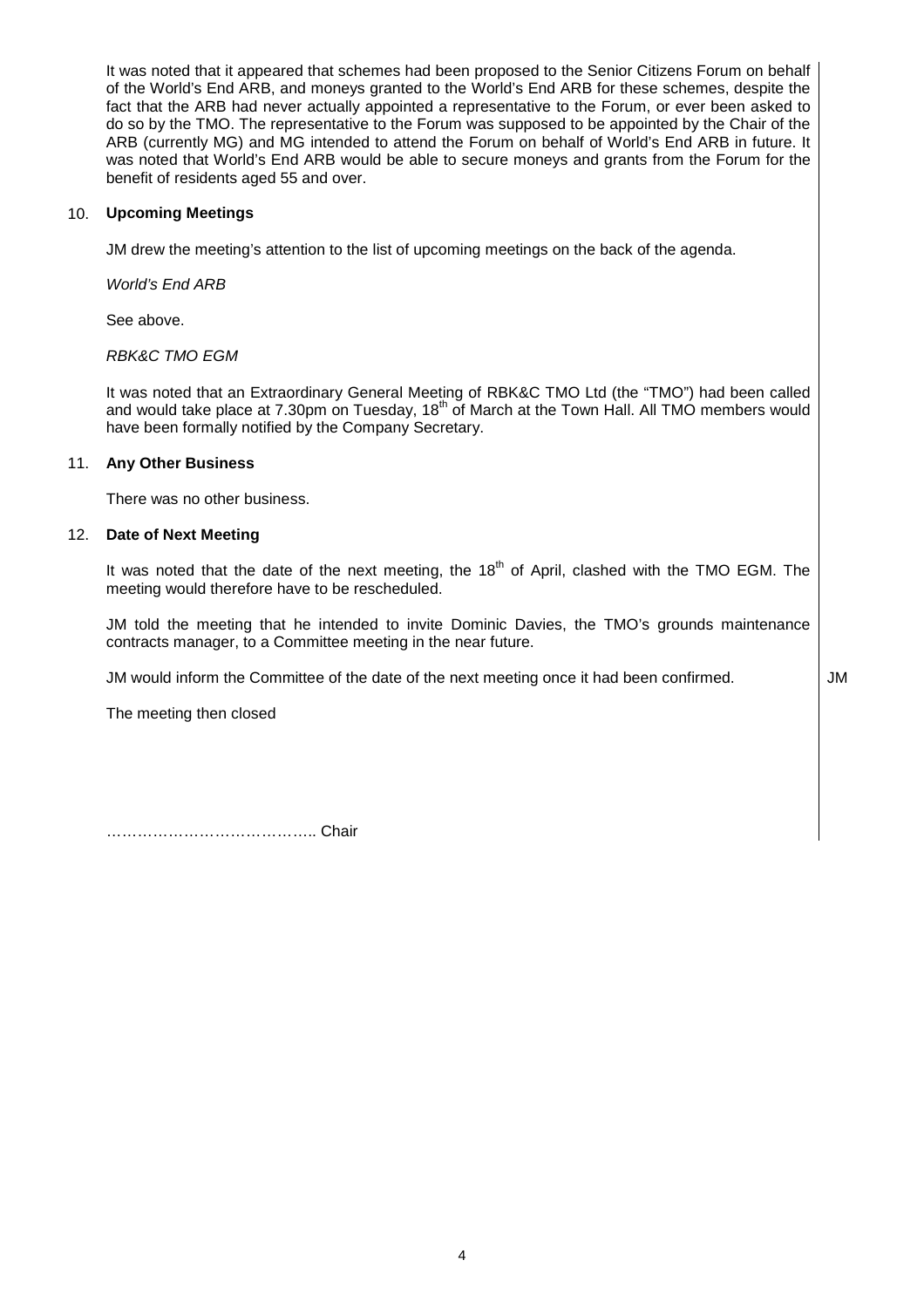It was noted that it appeared that schemes had been proposed to the Senior Citizens Forum on behalf of the World's End ARB, and moneys granted to the World's End ARB for these schemes, despite the fact that the ARB had never actually appointed a representative to the Forum, or ever been asked to do so by the TMO. The representative to the Forum was supposed to be appointed by the Chair of the ARB (currently MG) and MG intended to attend the Forum on behalf of World's End ARB in future. It was noted that World's End ARB would be able to secure moneys and grants from the Forum for the benefit of residents aged 55 and over.

## 10. Upcoming Meetings

JM drew the meeting's attention to the list of upcoming meetings on the back of the agenda.

*World's End ARB*

See above.

*RBK&C TMO EGM*

It was noted that an Extraordinary General Meeting of RBK&C TMO Ltd (the "TMO") had been called and would take place at 7.30pm on Tuesday, 18th of March at the Town Hall. All TMO members would have been formally notified by the Company Secretary.

## 11. Any Other Business

There was no other business.

## 12. Date of Next Meeting

It was noted that the date of the next meeting, the 18th of April, clashed with the TMO EGM. The meeting would therefore have to be rescheduled.

JM told the meeting that he intended to invite Dominic Davies, the TMO's grounds maintenance contracts manager, to a Committee meeting in the near future.

JM would inform the Committee of the date of the next meeting once it had been confirmed. **JM**

The meeting then closed

………………………………….. Chair